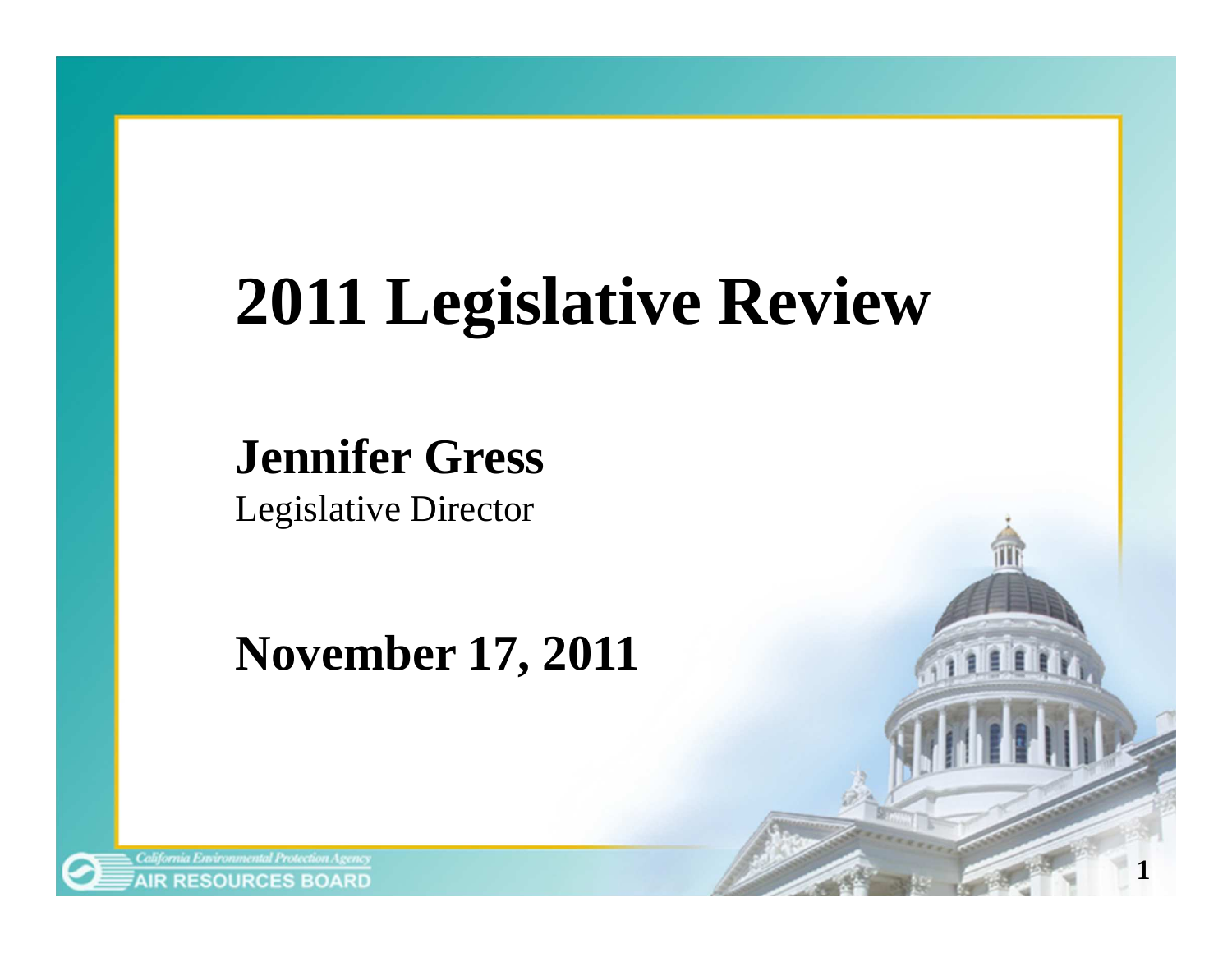# 2011 Legislative Review

**Jennifer Gress**
Legislative Director

**November 17, 2011**

California Environmental Protection Agency
AIR RESOURCES BOARD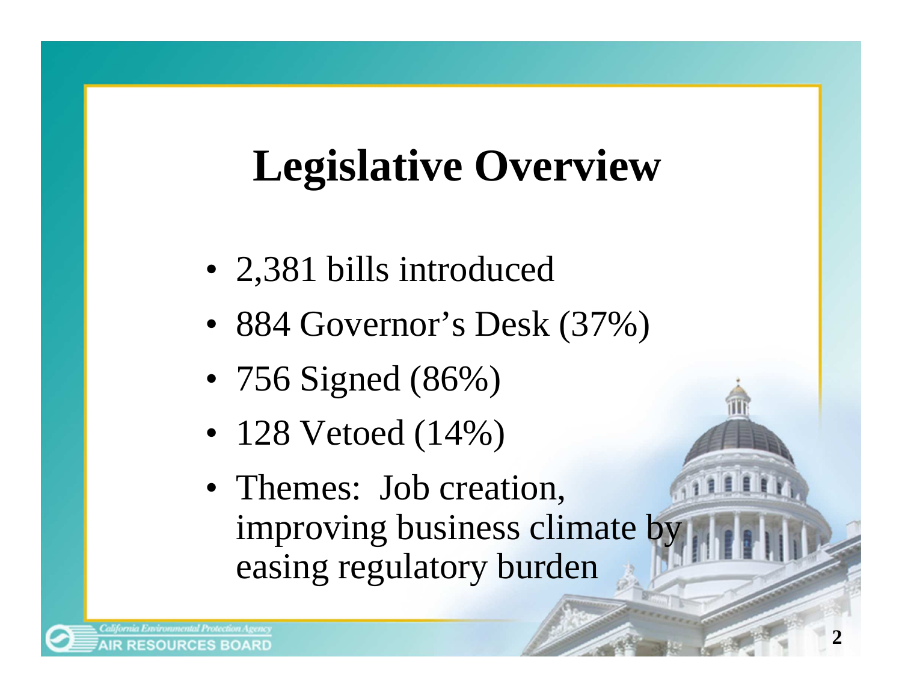# Legislative Overview

- 2,381 bills introduced
- 884 Governor's Desk (37%)
- 756 Signed (86%)
- 128 Vetoed (14%)
- Themes: Job creation, improving business climate by easing regulatory burden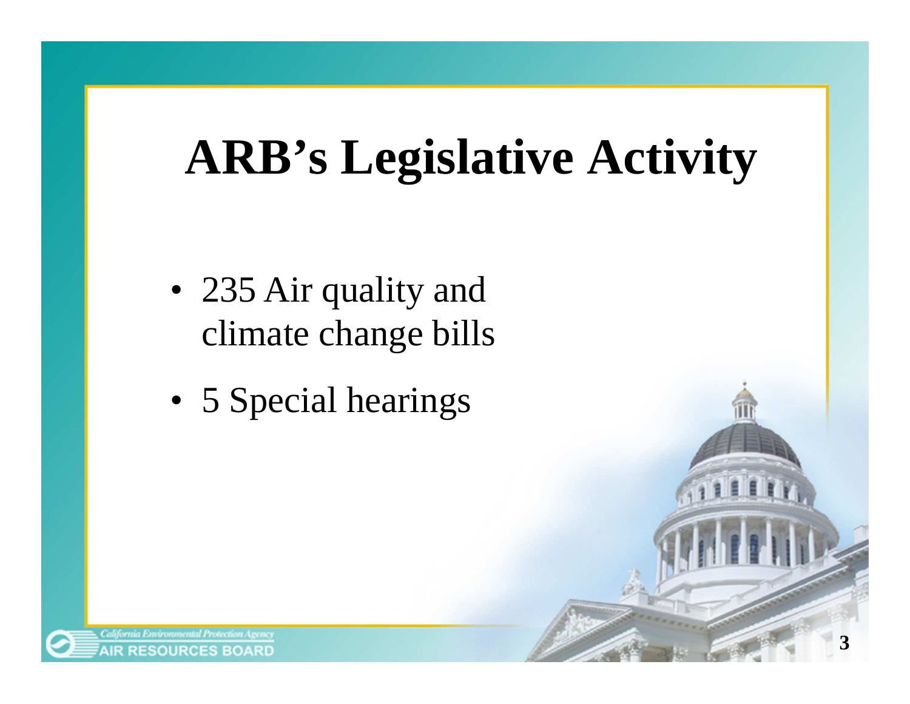# ARB's Legislative Activity

- 235 Air quality and climate change bills
- 5 Special hearings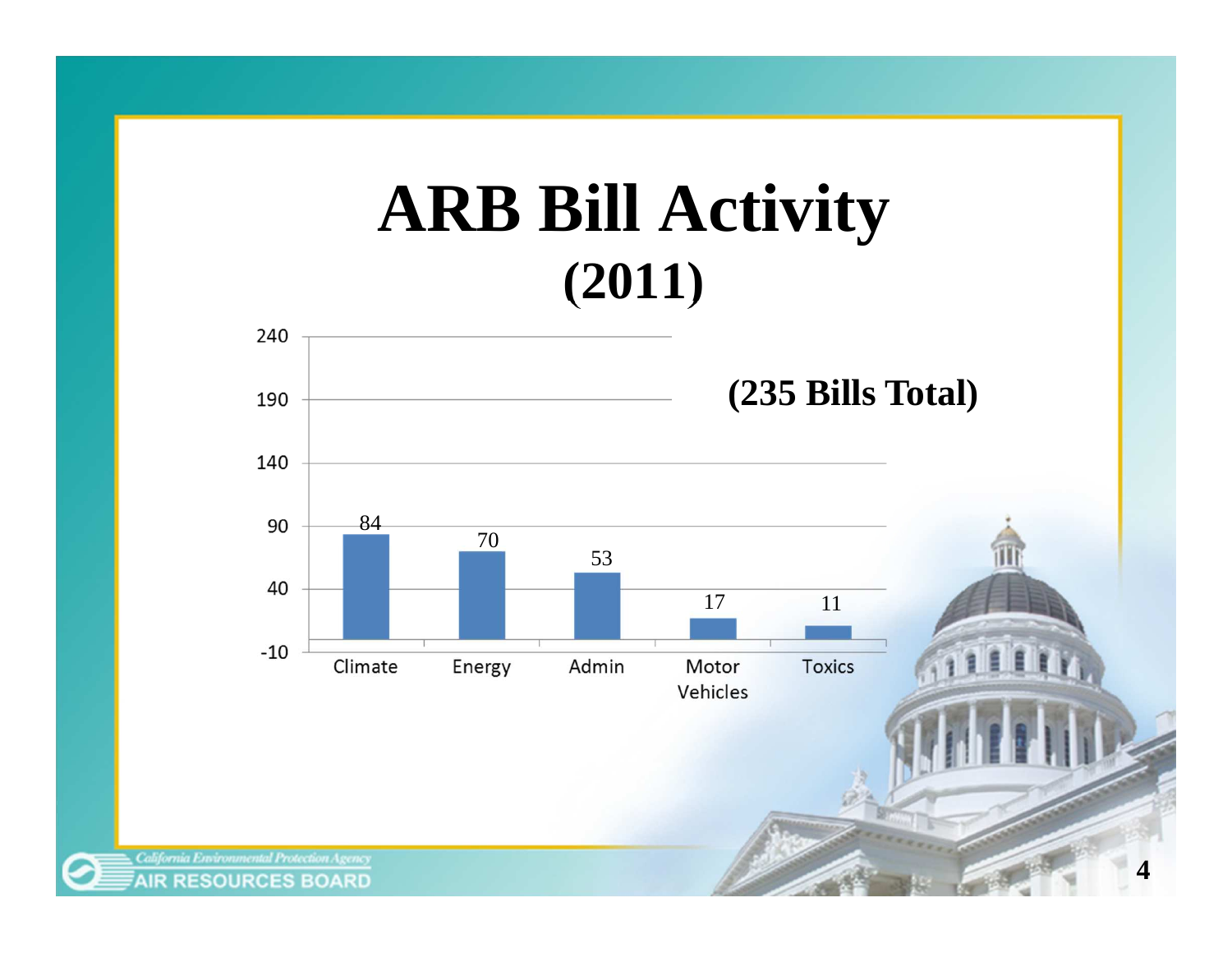# ARB Bill Activity
## (2011)

**(235 Bills Total)**

| Category | Bills |
| --- | --- |
| Climate | 84 |
| Energy | 70 |
| Admin | 53 |
| Motor Vehicles | 17 |
| Toxics | 11 |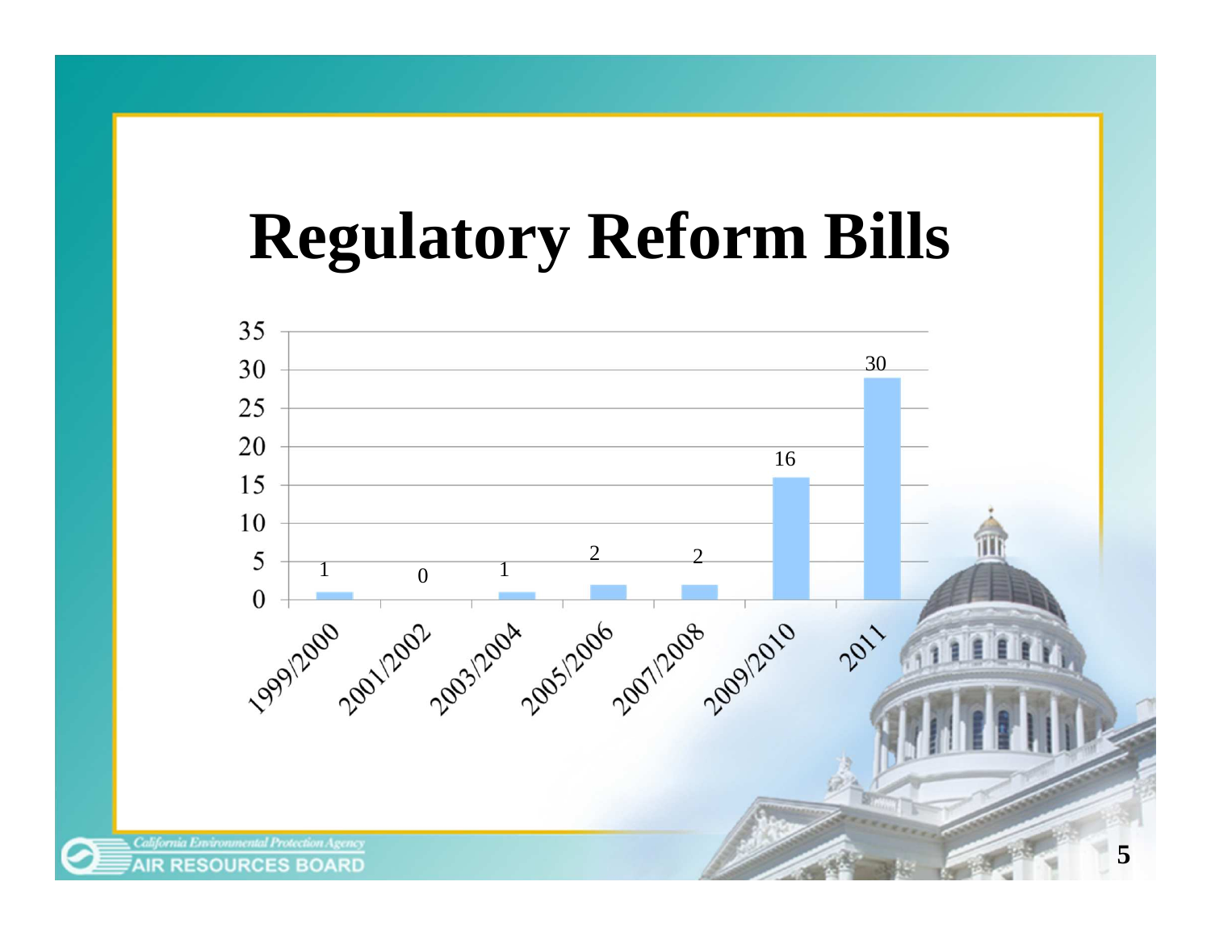# Regulatory Reform Bills

| Session | Bills |
|---|---|
| 1999/2000 | 1 |
| 2001/2002 | 0 |
| 2003/2004 | 1 |
| 2005/2006 | 2 |
| 2007/2008 | 2 |
| 2009/2010 | 16 |
| 2011 | 30 |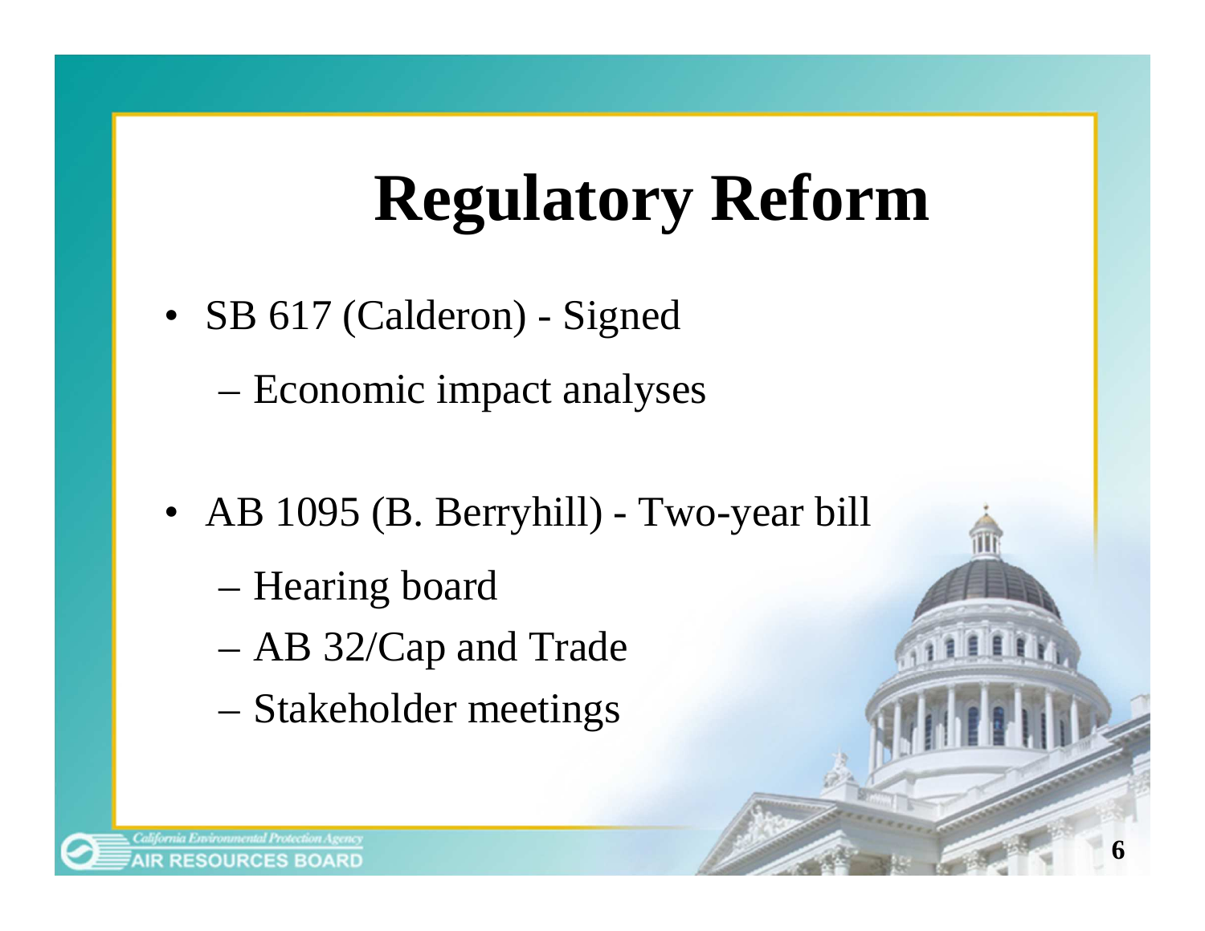# Regulatory Reform

- SB 617 (Calderon) - Signed
  - Economic impact analyses
- AB 1095 (B. Berryhill) - Two-year bill
  - Hearing board
  - AB 32/Cap and Trade
  - Stakeholder meetings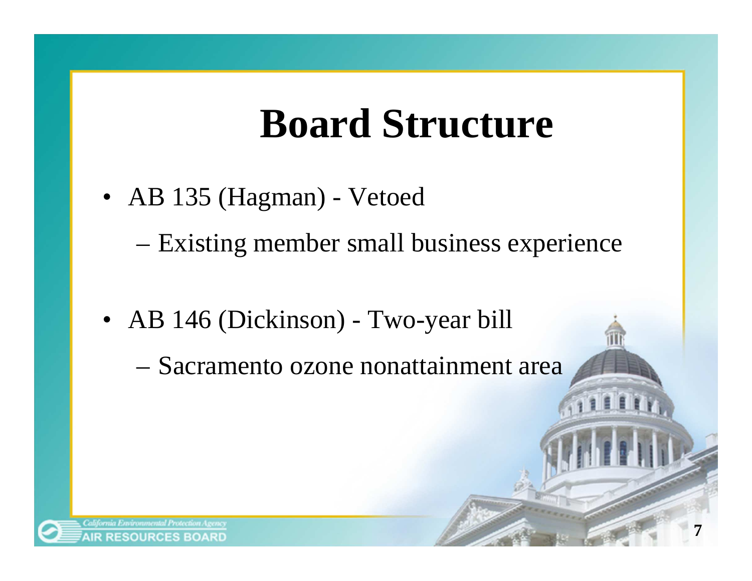# Board Structure

- AB 135 (Hagman) - Vetoed
  - Existing member small business experience
- AB 146 (Dickinson) - Two-year bill
  - Sacramento ozone nonattainment area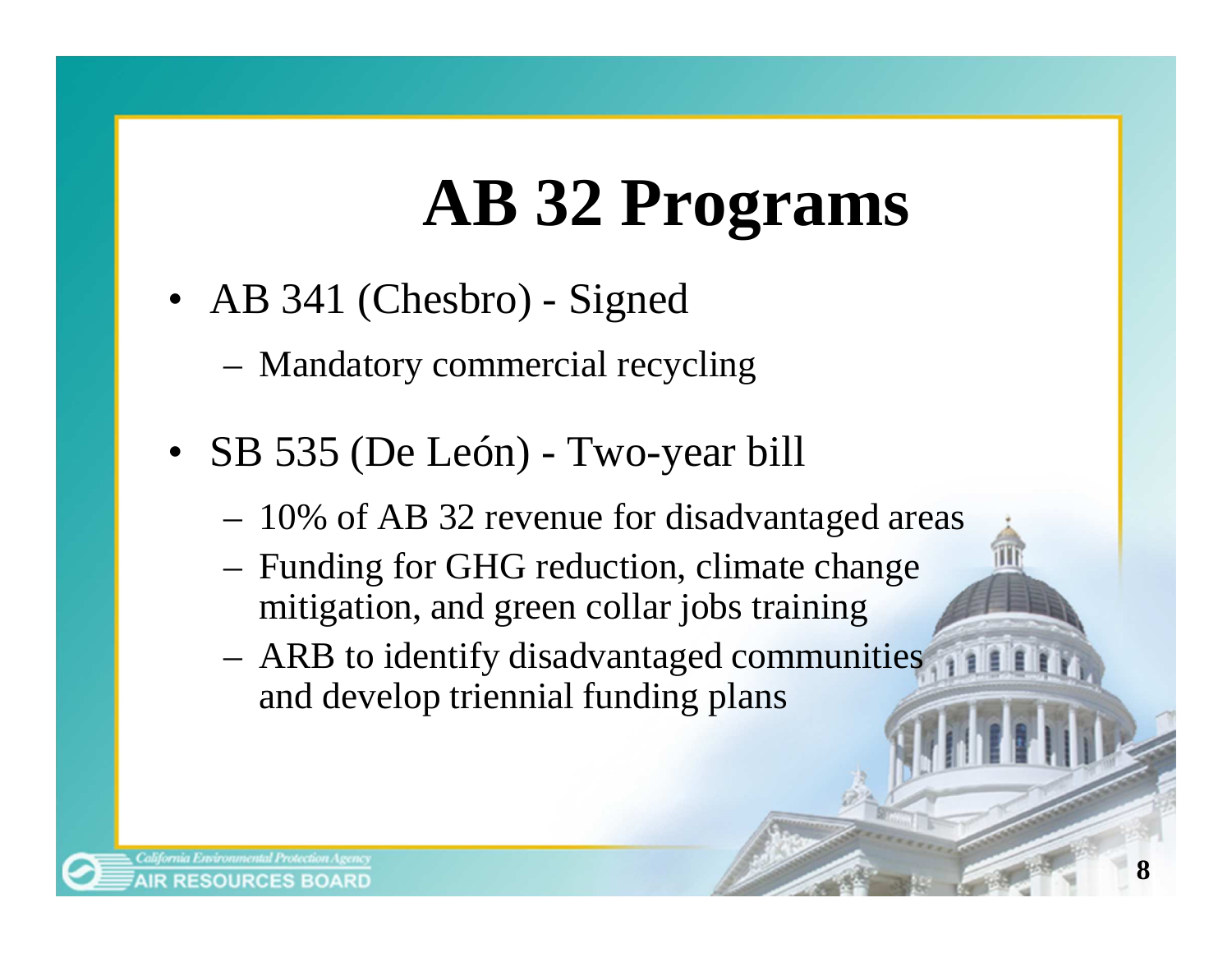# AB 32 Programs

- AB 341 (Chesbro) - Signed
  - Mandatory commercial recycling
- SB 535 (De León) - Two-year bill
  - 10% of AB 32 revenue for disadvantaged areas
  - Funding for GHG reduction, climate change mitigation, and green collar jobs training
  - ARB to identify disadvantaged communities and develop triennial funding plans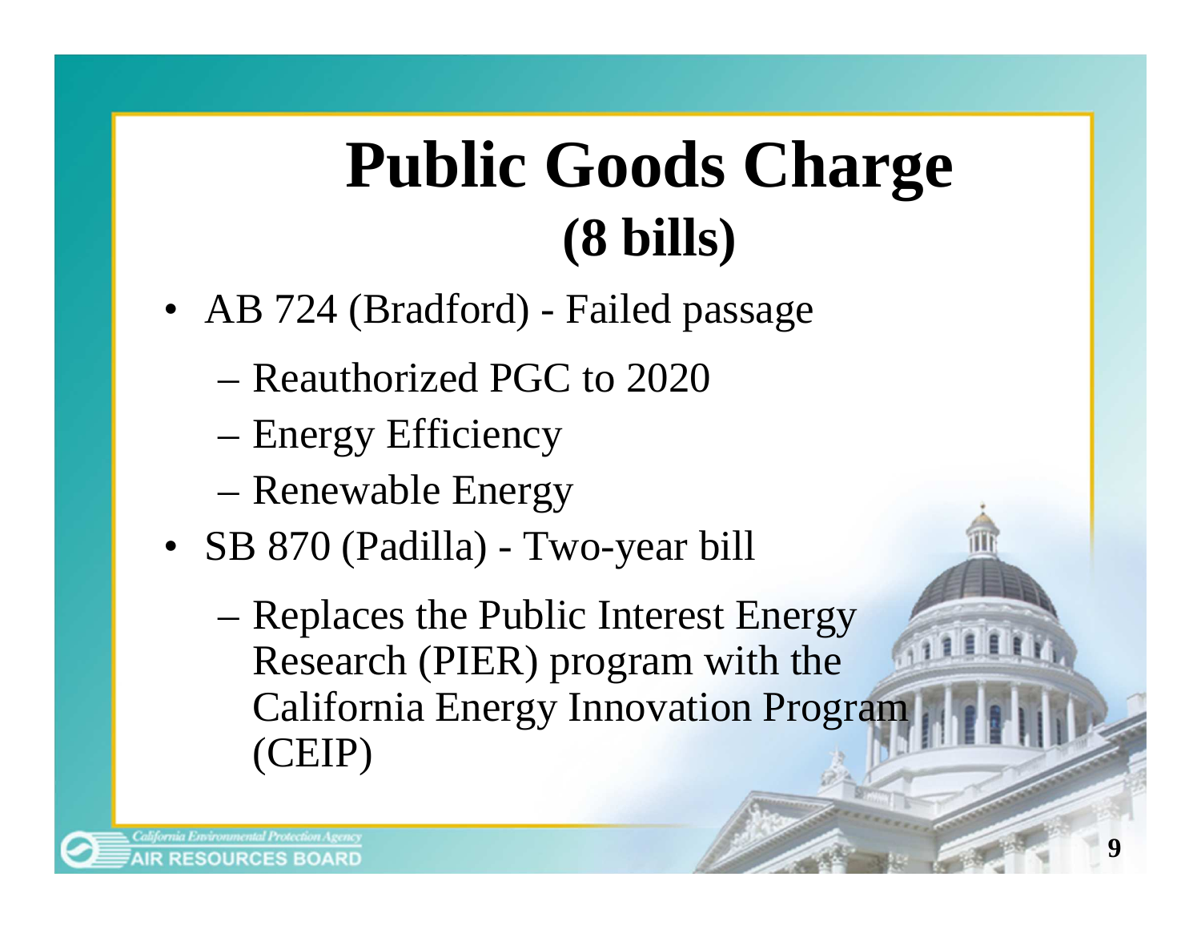# Public Goods Charge
## (8 bills)

- AB 724 (Bradford) - Failed passage
  - Reauthorized PGC to 2020
  - Energy Efficiency
  - Renewable Energy
- SB 870 (Padilla) - Two-year bill
  - Replaces the Public Interest Energy Research (PIER) program with the California Energy Innovation Program (CEIP)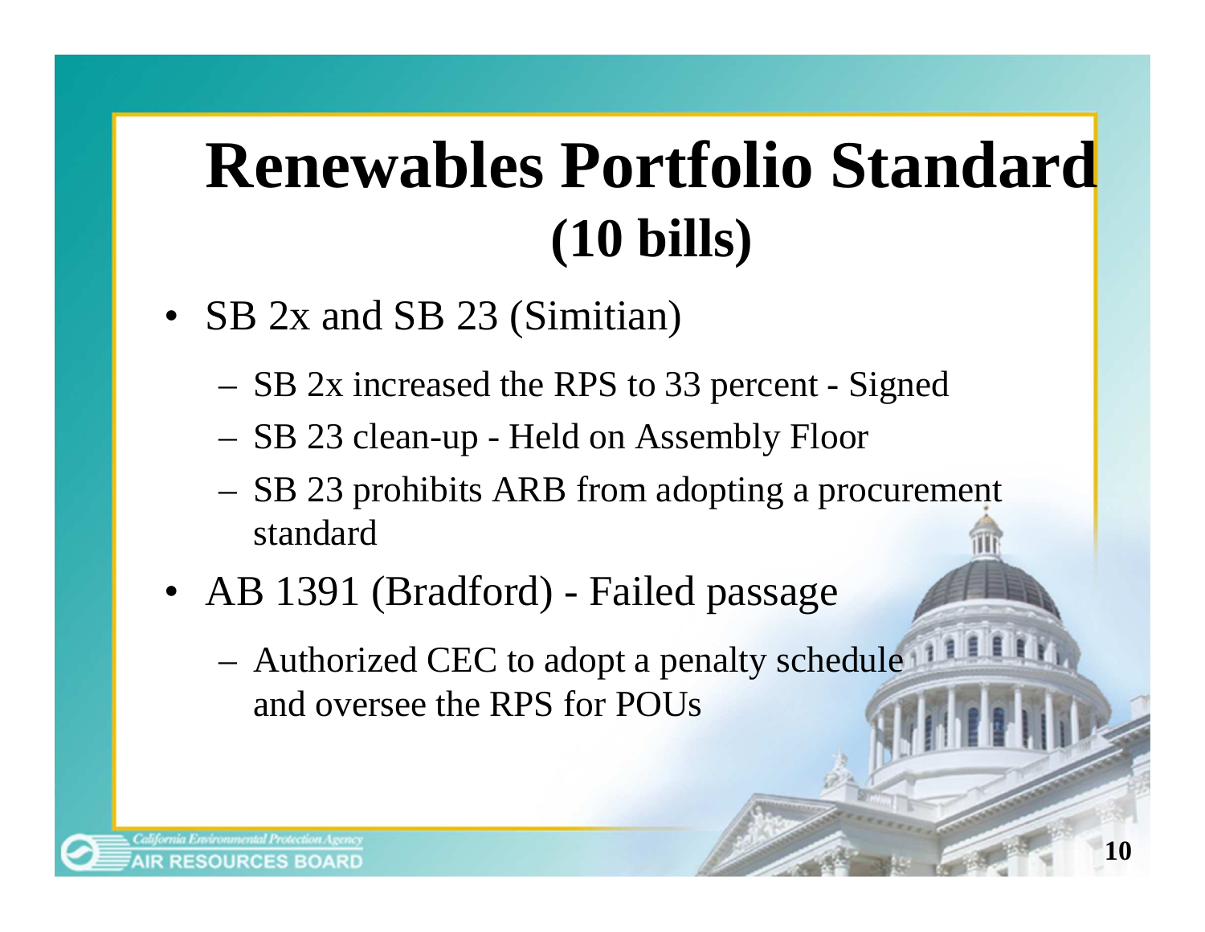# Renewables Portfolio Standard (10 bills)

- SB 2x and SB 23 (Simitian)
  - SB 2x increased the RPS to 33 percent - Signed
  - SB 23 clean-up - Held on Assembly Floor
  - SB 23 prohibits ARB from adopting a procurement standard
- AB 1391 (Bradford) - Failed passage
  - Authorized CEC to adopt a penalty schedule and oversee the RPS for POUs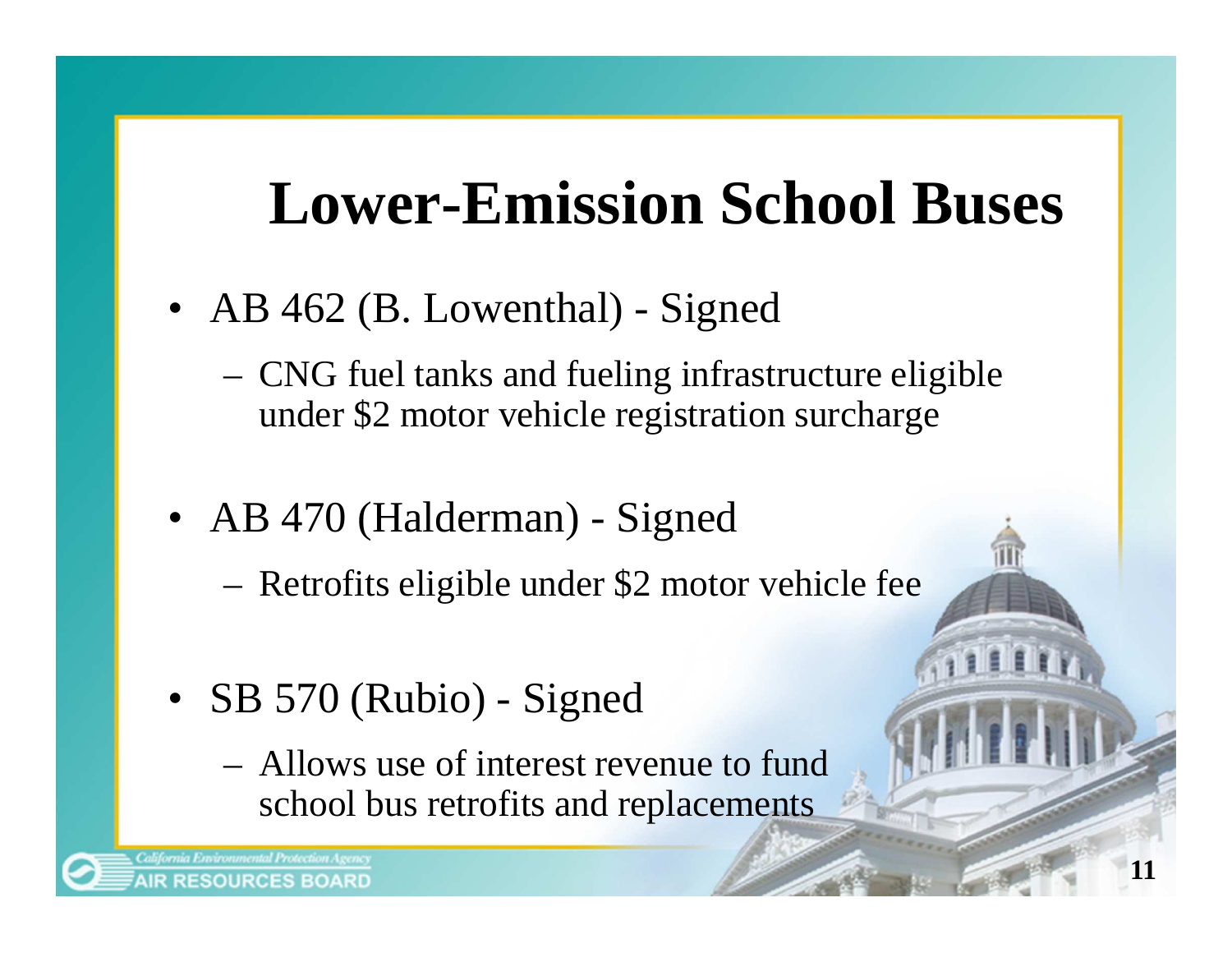# Lower-Emission School Buses

- AB 462 (B. Lowenthal) - Signed
  - CNG fuel tanks and fueling infrastructure eligible under $2 motor vehicle registration surcharge
- AB 470 (Halderman) - Signed
  - Retrofits eligible under $2 motor vehicle fee
- SB 570 (Rubio) - Signed
  - Allows use of interest revenue to fund school bus retrofits and replacements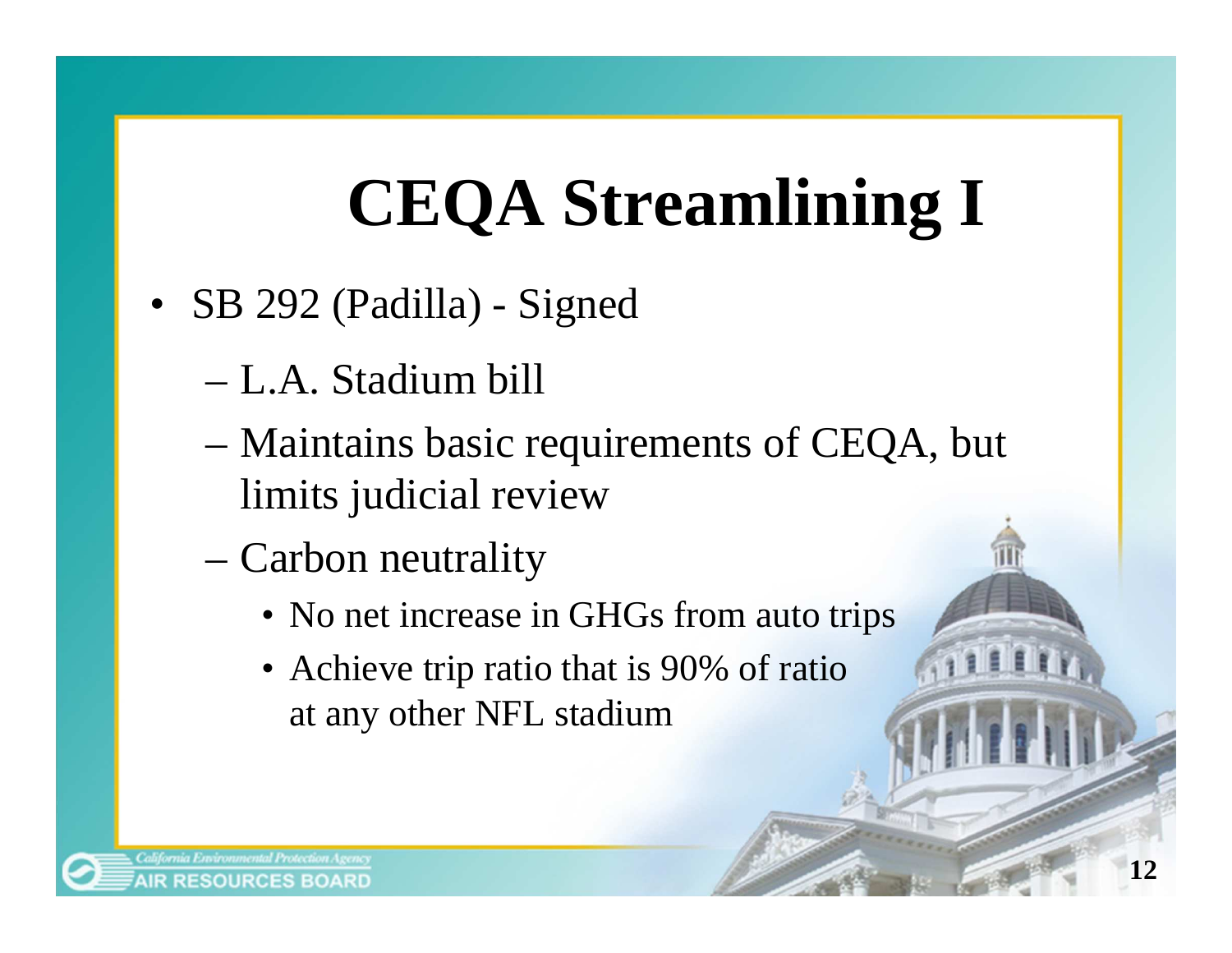# CEQA Streamlining I

- SB 292 (Padilla) - Signed
  - L.A. Stadium bill
  - Maintains basic requirements of CEQA, but limits judicial review
  - Carbon neutrality
    - No net increase in GHGs from auto trips
    - Achieve trip ratio that is 90% of ratio at any other NFL stadium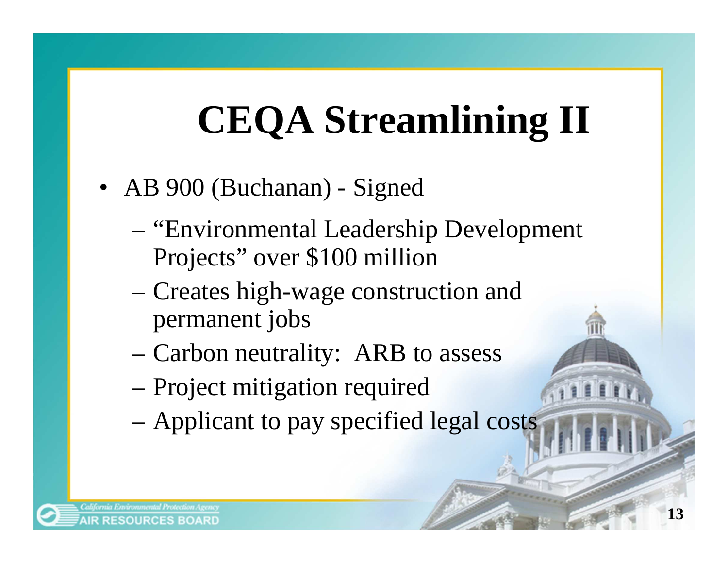# CEQA Streamlining II

- AB 900 (Buchanan) - Signed
  - "Environmental Leadership Development Projects" over $100 million
  - Creates high-wage construction and permanent jobs
  - Carbon neutrality: ARB to assess
  - Project mitigation required
  - Applicant to pay specified legal costs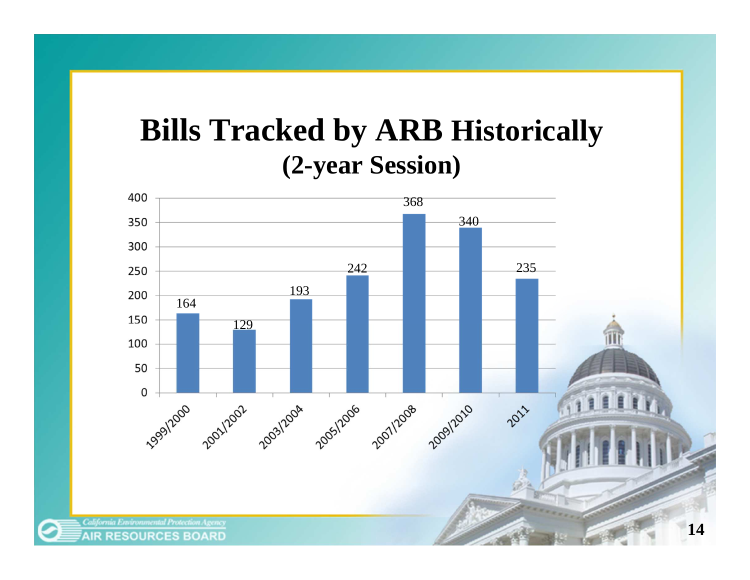# Bills Tracked by ARB Historically

## (2-year Session)

| Session | Bills Tracked |
| --- | --- |
| 1999/2000 | 164 |
| 2001/2002 | 129 |
| 2003/2004 | 193 |
| 2005/2006 | 242 |
| 2007/2008 | 368 |
| 2009/2010 | 340 |
| 2011 | 235 |

*California Environmental Protection Agency*
AIR RESOURCES BOARD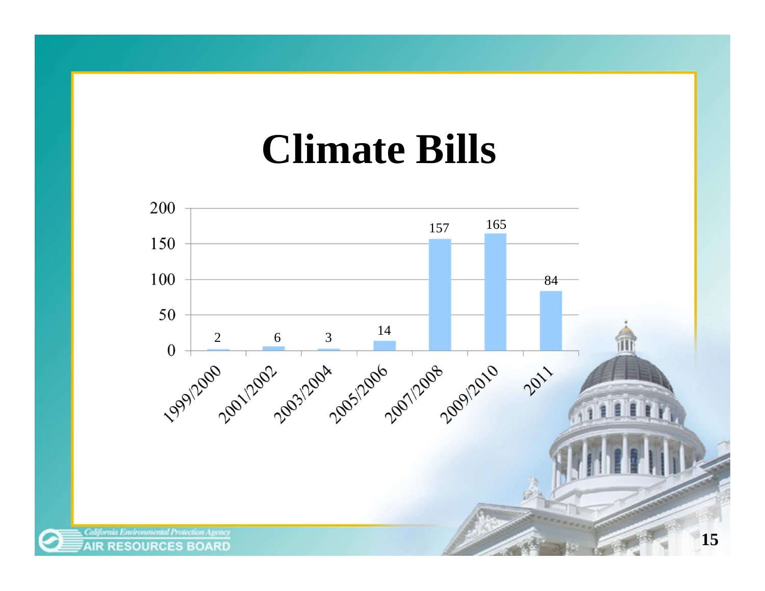# Climate Bills

| Session | Bills |
|---|---|
| 1999/2000 | 2 |
| 2001/2002 | 6 |
| 2003/2004 | 3 |
| 2005/2006 | 14 |
| 2007/2008 | 157 |
| 2009/2010 | 165 |
| 2011 | 84 |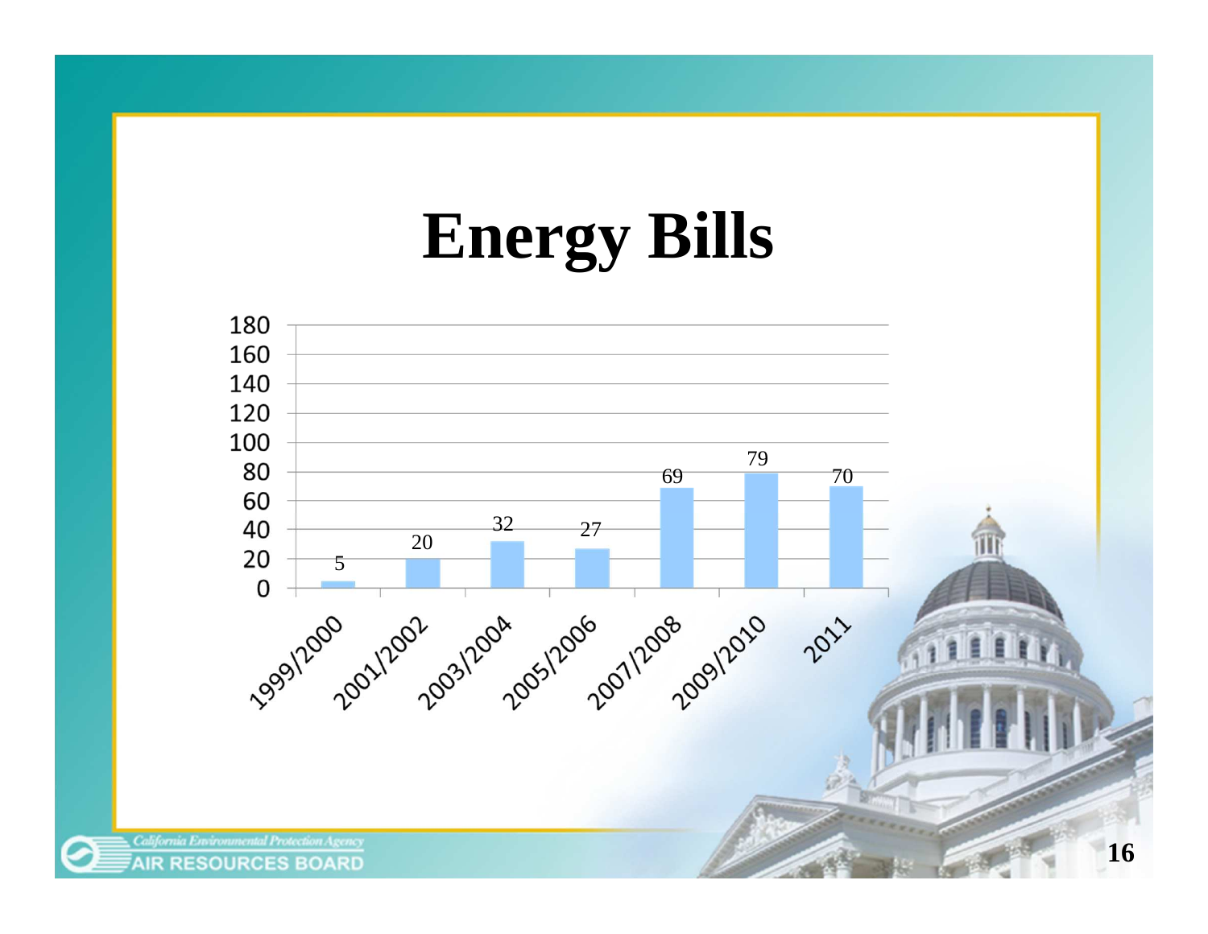# Energy Bills

| Period | Energy Bills |
|---|---|
| 1999/2000 | 5 |
| 2001/2002 | 20 |
| 2003/2004 | 32 |
| 2005/2006 | 27 |
| 2007/2008 | 69 |
| 2009/2010 | 79 |
| 2011 | 70 |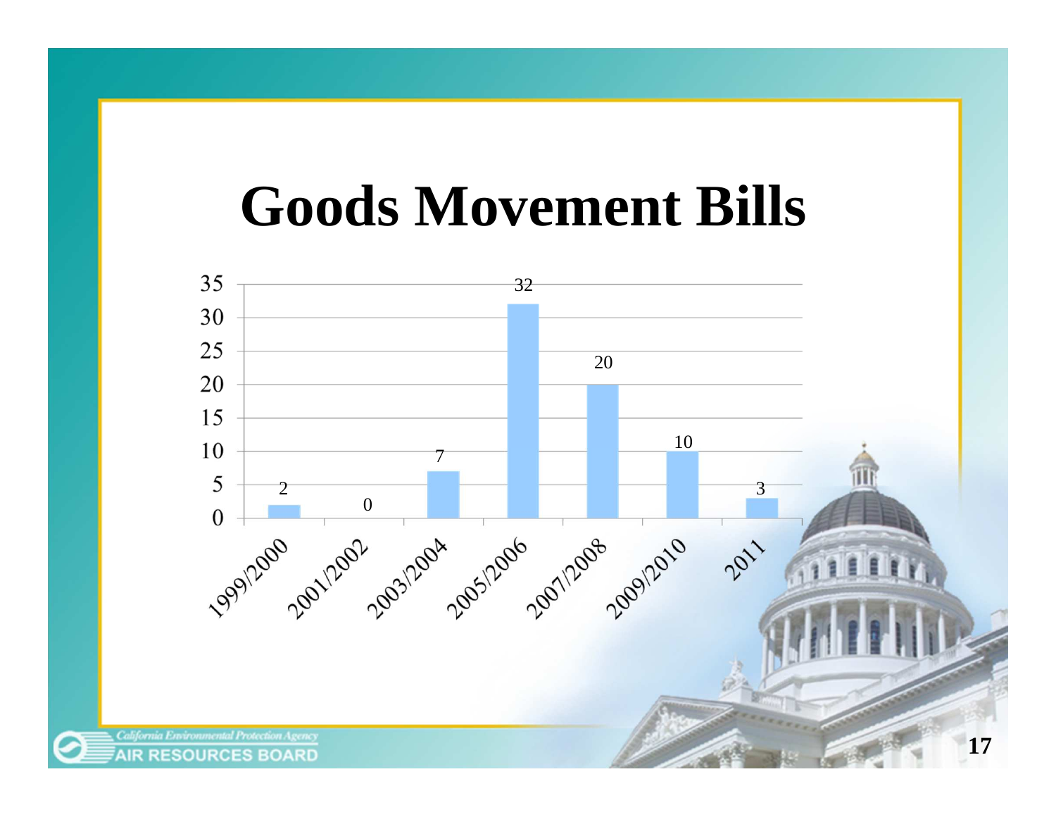# Goods Movement Bills

| Session | Bills |
|---|---|
| 1999/2000 | 2 |
| 2001/2002 | 0 |
| 2003/2004 | 7 |
| 2005/2006 | 32 |
| 2007/2008 | 20 |
| 2009/2010 | 10 |
| 2011 | 3 |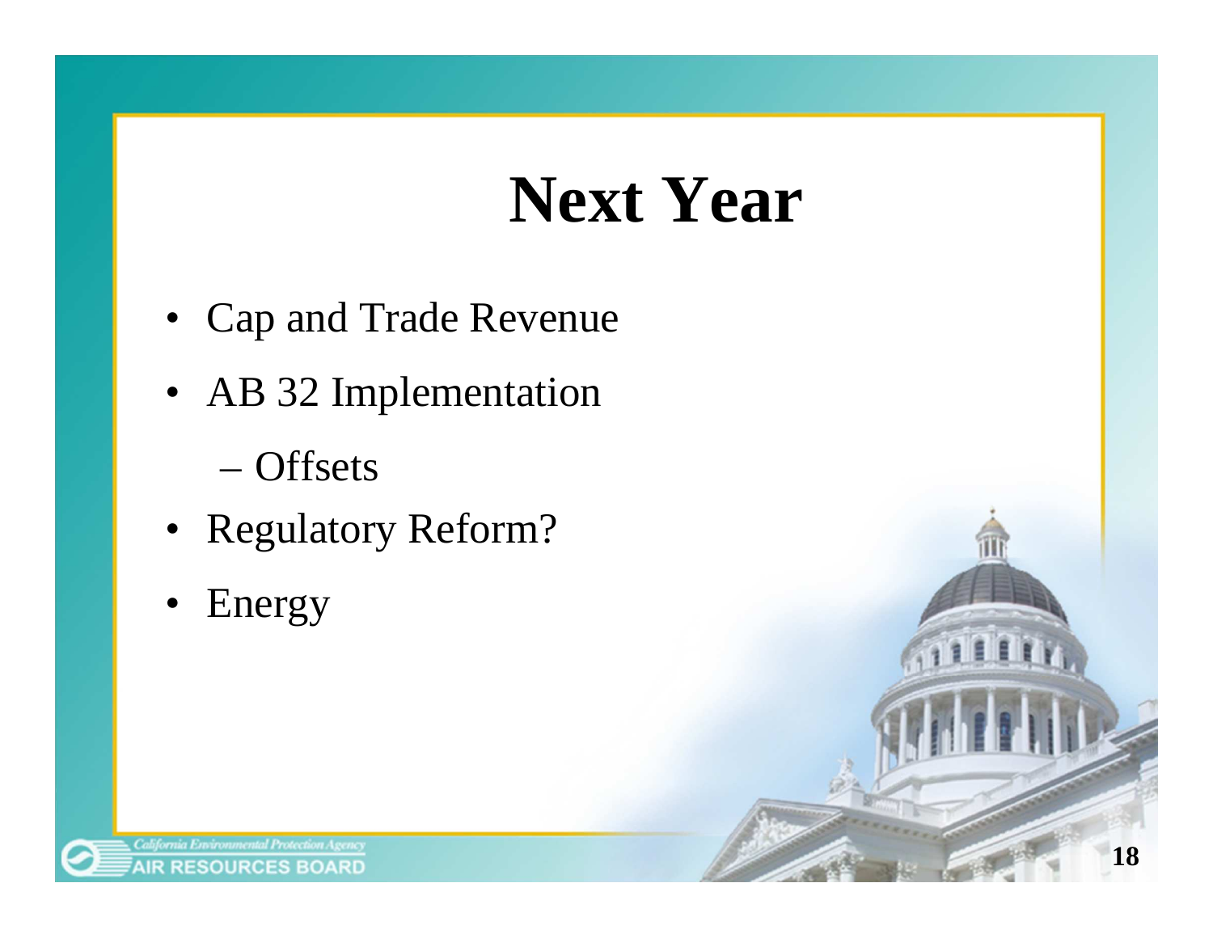# Next Year

- Cap and Trade Revenue
- AB 32 Implementation
  - Offsets
- Regulatory Reform?
- Energy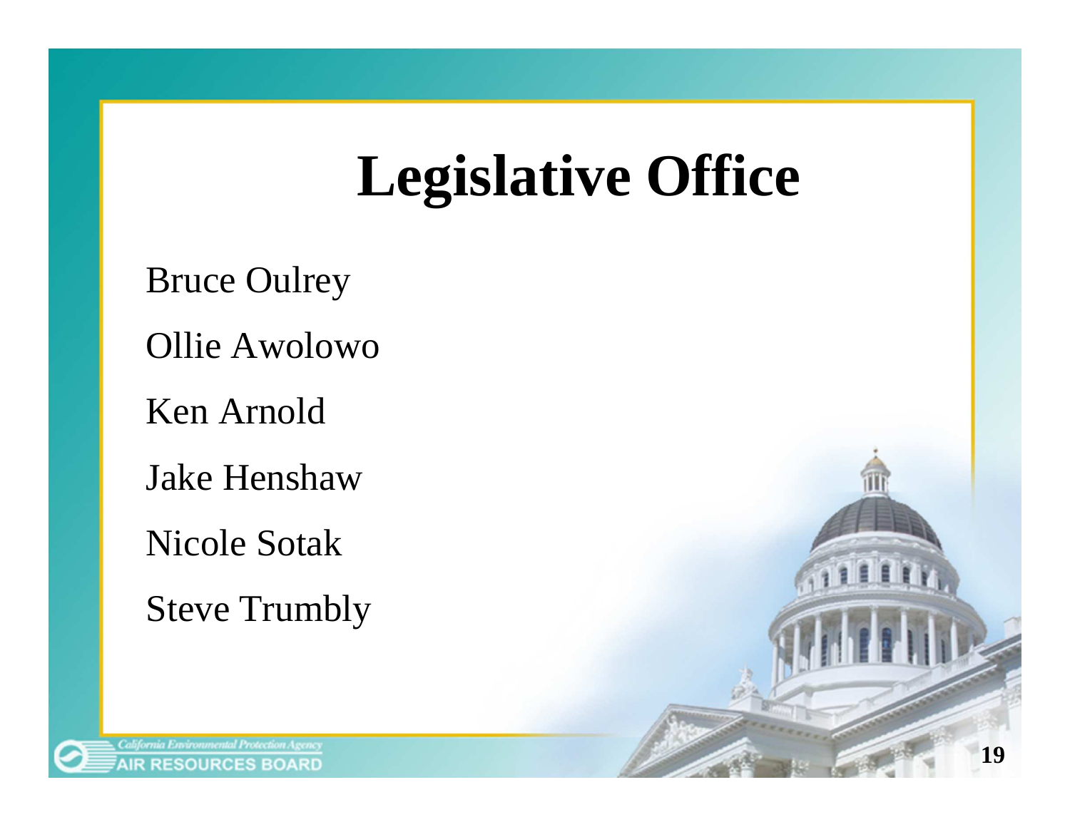# Legislative Office

Bruce Oulrey

Ollie Awolowo

Ken Arnold

Jake Henshaw

Nicole Sotak

Steve Trumbly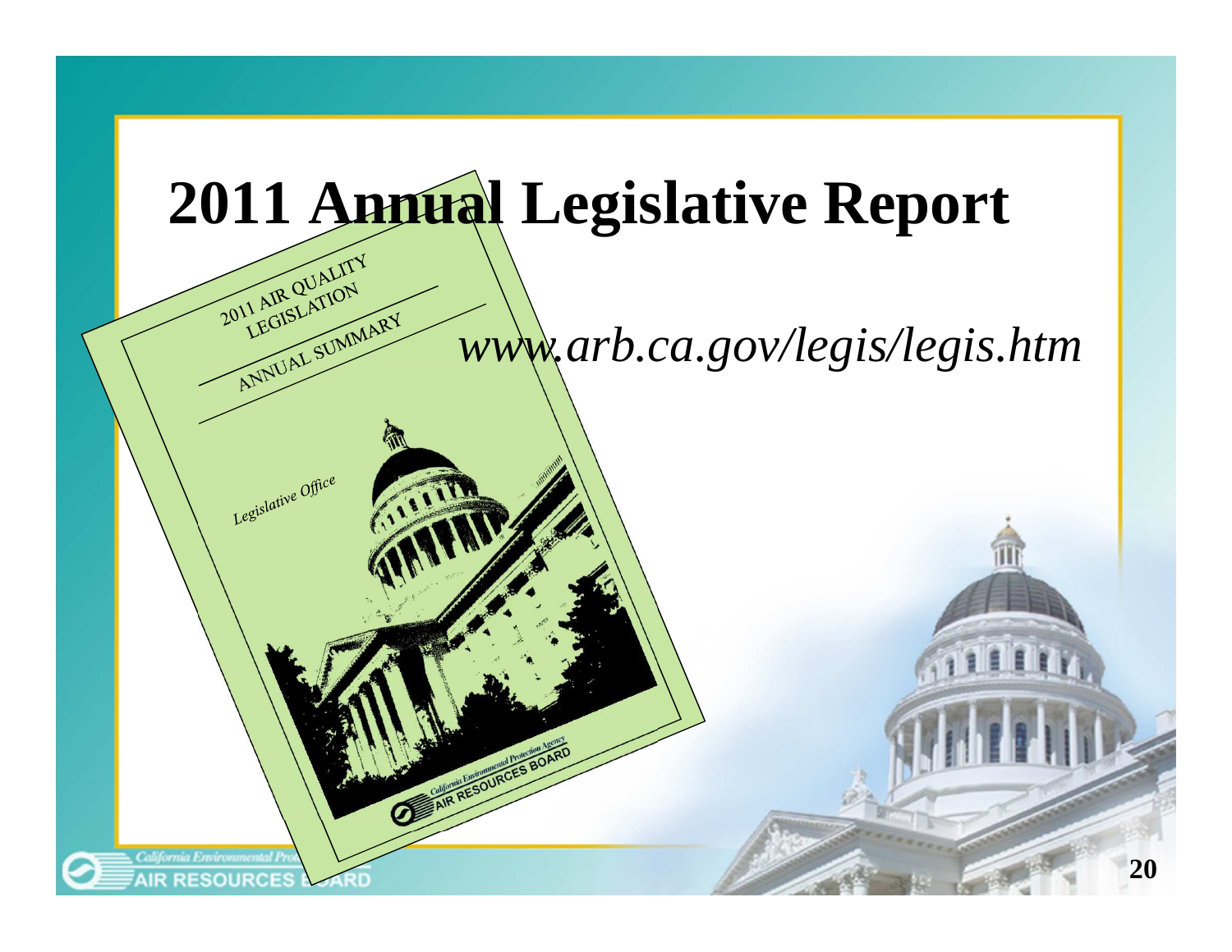# 2011 Annual Legislative Report

2011 AIR QUALITY LEGISLATION

ANNUAL SUMMARY

Legislative Office

California Environmental Protection Agency
AIR RESOURCES BOARD

*www.arb.ca.gov/legis/legis.htm*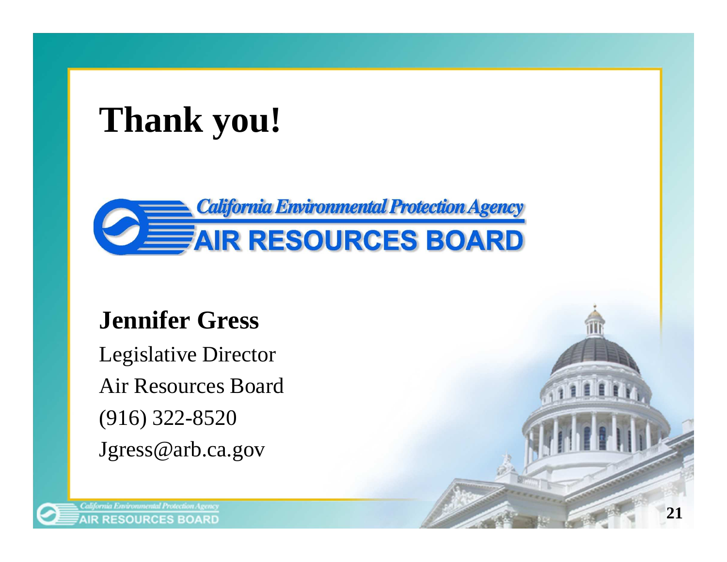# Thank you!

California Environmental Protection Agency

AIR RESOURCES BOARD

**Jennifer Gress**

Legislative Director

Air Resources Board

(916) 322-8520

Jgress@arb.ca.gov